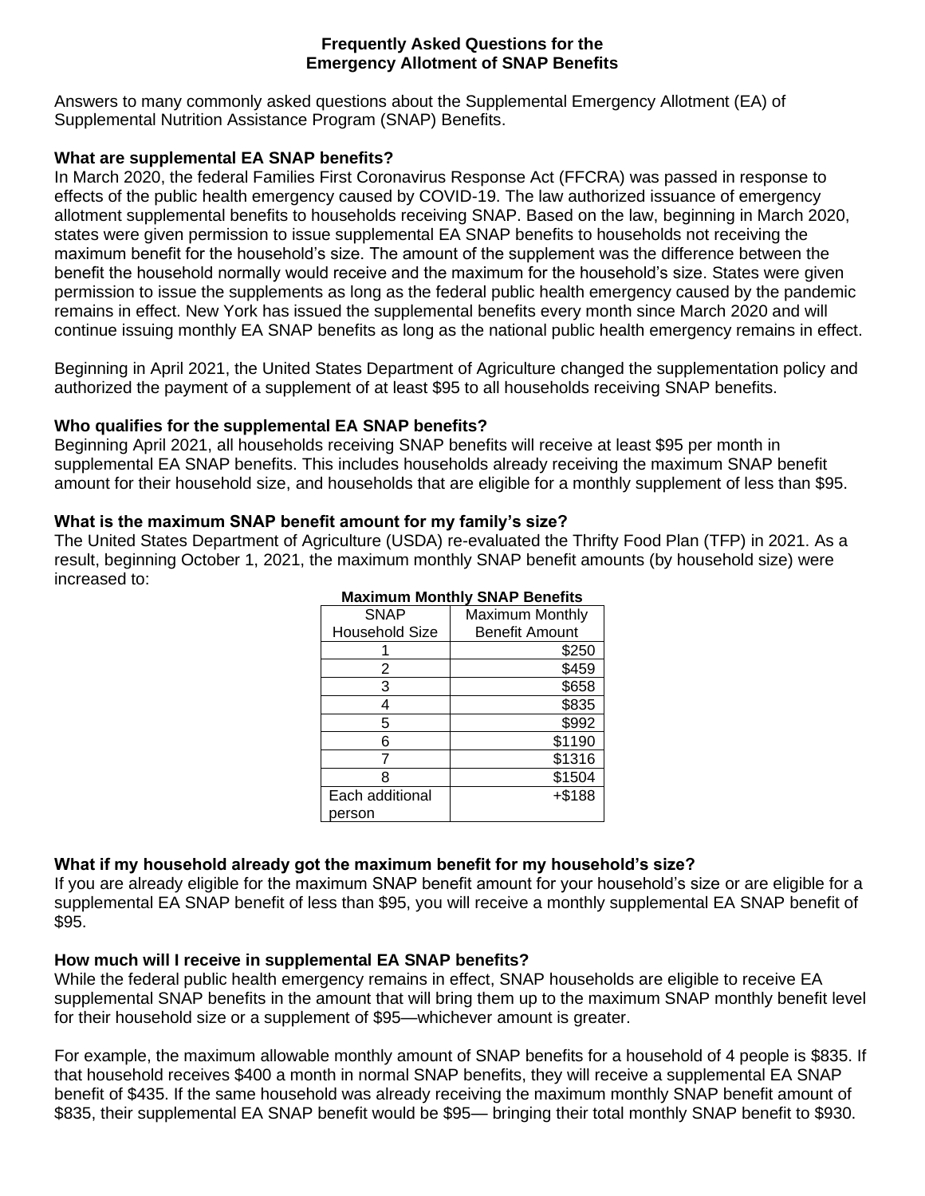# Frequently Asked Questions for the Emergency Allotment of SNAP Benefits

Answers to many commonly asked questions about the Supplemental Emergency Allotment (EA) of Supplemental Nutrition Assistance Program (SNAP) Benefits.

### What are supplemental EA SNAP benefits?

In March 2020, the federal Families First Coronavirus Response Act (FFCRA) was passed in response to effects of the public health emergency caused by COVID-19. The law authorized issuance of emergency allotment supplemental benefits to households receiving SNAP. Based on the law, beginning in March 2020, states were given permission to issue supplemental EA SNAP benefits to households not receiving the maximum benefit for the household's size. The amount of the supplement was the difference between the benefit the household normally would receive and the maximum for the household's size. States were given permission to issue the supplements as long as the federal public health emergency caused by the pandemic remains in effect. New York has issued the supplemental benefits every month since March 2020 and will continue issuing monthly EA SNAP benefits as long as the national public health emergency remains in effect.

Beginning in April 2021, the United States Department of Agriculture changed the supplementation policy and authorized the payment of a supplement of at least $95 to all households receiving SNAP benefits.

### Who qualifies for the supplemental EA SNAP benefits?

Beginning April 2021, all households receiving SNAP benefits will receive at least $95 per month in supplemental EA SNAP benefits. This includes households already receiving the maximum SNAP benefit amount for their household size, and households that are eligible for a monthly supplement of less than $95.

### What is the maximum SNAP benefit amount for my family's size?

The United States Department of Agriculture (USDA) re-evaluated the Thrifty Food Plan (TFP) in 2021. As a result, beginning October 1, 2021, the maximum monthly SNAP benefit amounts (by household size) were increased to:

**Maximum Monthly SNAP Benefits**

| SNAP Household Size | Maximum Monthly Benefit Amount |
|---|---|
| 1 | $250 |
| 2 | $459 |
| 3 | $658 |
| 4 | $835 |
| 5 | $992 |
| 6 | $1190 |
| 7 | $1316 |
| 8 | $1504 |
| Each additional person | +$188 |

### What if my household already got the maximum benefit for my household's size?

If you are already eligible for the maximum SNAP benefit amount for your household's size or are eligible for a supplemental EA SNAP benefit of less than $95, you will receive a monthly supplemental EA SNAP benefit of $95.

### How much will I receive in supplemental EA SNAP benefits?

While the federal public health emergency remains in effect, SNAP households are eligible to receive EA supplemental SNAP benefits in the amount that will bring them up to the maximum SNAP monthly benefit level for their household size or a supplement of $95—whichever amount is greater.

For example, the maximum allowable monthly amount of SNAP benefits for a household of 4 people is $835. If that household receives $400 a month in normal SNAP benefits, they will receive a supplemental EA SNAP benefit of $435. If the same household was already receiving the maximum monthly SNAP benefit amount of $835, their supplemental EA SNAP benefit would be $95— bringing their total monthly SNAP benefit to $930.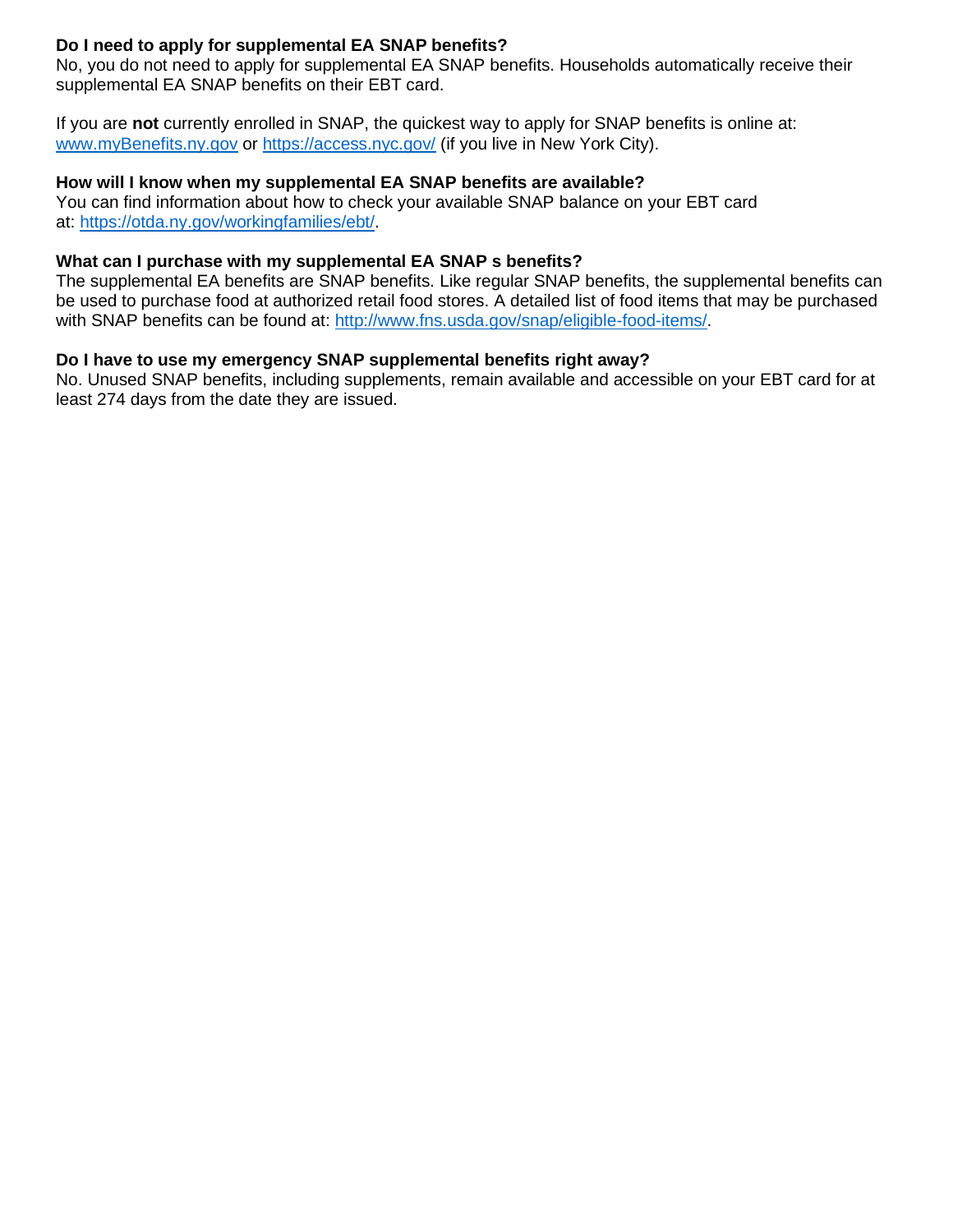**Do I need to apply for supplemental EA SNAP benefits?**
No, you do not need to apply for supplemental EA SNAP benefits. Households automatically receive their supplemental EA SNAP benefits on their EBT card.

If you are **not** currently enrolled in SNAP, the quickest way to apply for SNAP benefits is online at: [www.myBenefits.ny.gov](http://www.myBenefits.ny.gov) or [https://access.nyc.gov/](https://access.nyc.gov/) (if you live in New York City).

**How will I know when my supplemental EA SNAP benefits are available?**
You can find information about how to check your available SNAP balance on your EBT card at: [https://otda.ny.gov/workingfamilies/ebt/](https://otda.ny.gov/workingfamilies/ebt/).

**What can I purchase with my supplemental EA SNAP s benefits?**
The supplemental EA benefits are SNAP benefits. Like regular SNAP benefits, the supplemental benefits can be used to purchase food at authorized retail food stores. A detailed list of food items that may be purchased with SNAP benefits can be found at: [http://www.fns.usda.gov/snap/eligible-food-items/](http://www.fns.usda.gov/snap/eligible-food-items/).

**Do I have to use my emergency SNAP supplemental benefits right away?**
No. Unused SNAP benefits, including supplements, remain available and accessible on your EBT card for at least 274 days from the date they are issued.